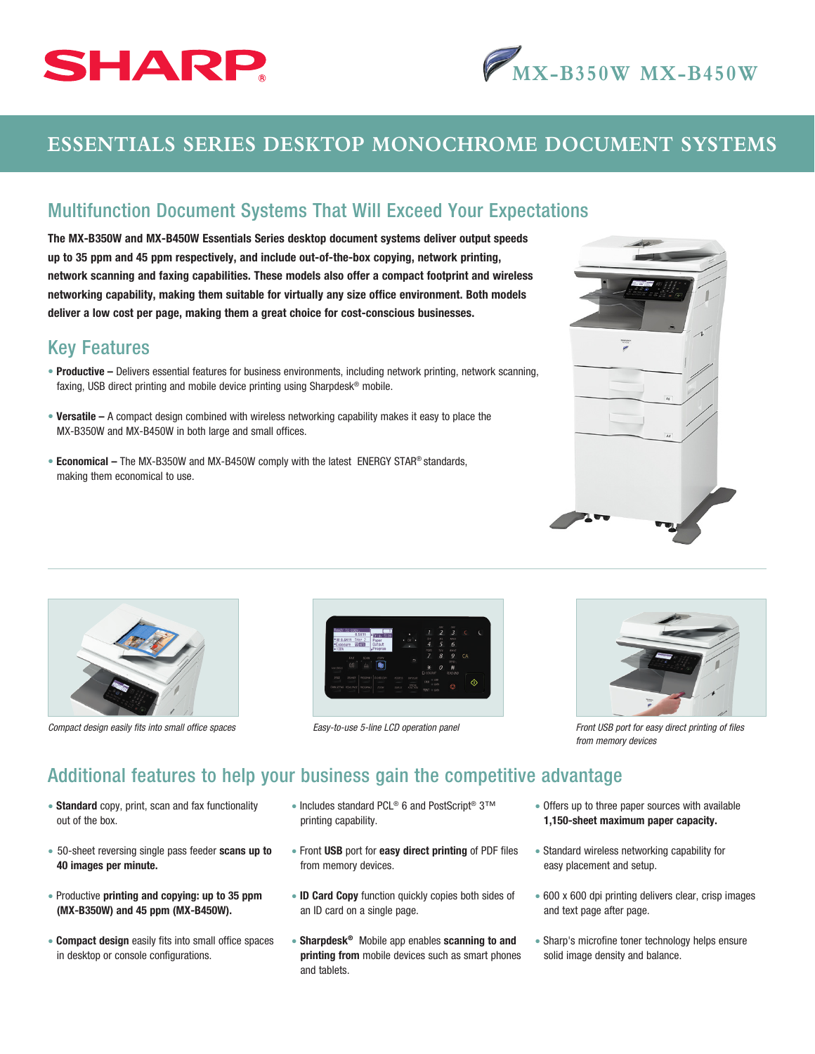SHARP

MX-B350W MX-B450W

# ESSENTIALS SERIES DESKTOP MONOCHROME DOCUMENT SYSTEMS

## Multifunction Document Systems That Will Exceed Your Expectations

**The MX-B350W and MX-B450W Essentials Series desktop document systems deliver output speeds up to 35 ppm and 45 ppm respectively, and include out-of-the-box copying, network printing, network scanning and faxing capabilities. These models also offer a compact footprint and wireless networking capability, making them suitable for virtually any size office environment. Both models deliver a low cost per page, making them a great choice for cost-conscious businesses.**

## Key Features

- **Productive –** Delivers essential features for business environments, including network printing, network scanning, faxing, USB direct printing and mobile device printing using Sharpdesk® mobile.
- **Versatile –** A compact design combined with wireless networking capability makes it easy to place the MX-B350W and MX-B450W in both large and small offices.
- **Economical –** The MX-B350W and MX-B450W comply with the latest ENERGY STAR® standards, making them economical to use.

*Compact design easily fits into small office spaces*

*Easy-to-use 5-line LCD operation panel*

*Front USB port for easy direct printing of files from memory devices*

## Additional features to help your business gain the competitive advantage

- **Standard** copy, print, scan and fax functionality out of the box.
- 50-sheet reversing single pass feeder **scans up to 40 images per minute.**
- Productive **printing and copying: up to 35 ppm (MX-B350W) and 45 ppm (MX-B450W).**
- **Compact design** easily fits into small office spaces in desktop or console configurations.
- Includes standard PCL® 6 and PostScript® 3™ printing capability.
- Front **USB** port for **easy direct printing** of PDF files from memory devices.
- **ID Card Copy** function quickly copies both sides of an ID card on a single page.
- **Sharpdesk®** Mobile app enables **scanning to and printing from** mobile devices such as smart phones and tablets.
- Offers up to three paper sources with available **1,150-sheet maximum paper capacity.**
- Standard wireless networking capability for easy placement and setup.
- 600 x 600 dpi printing delivers clear, crisp images and text page after page.
- Sharp's microfine toner technology helps ensure solid image density and balance.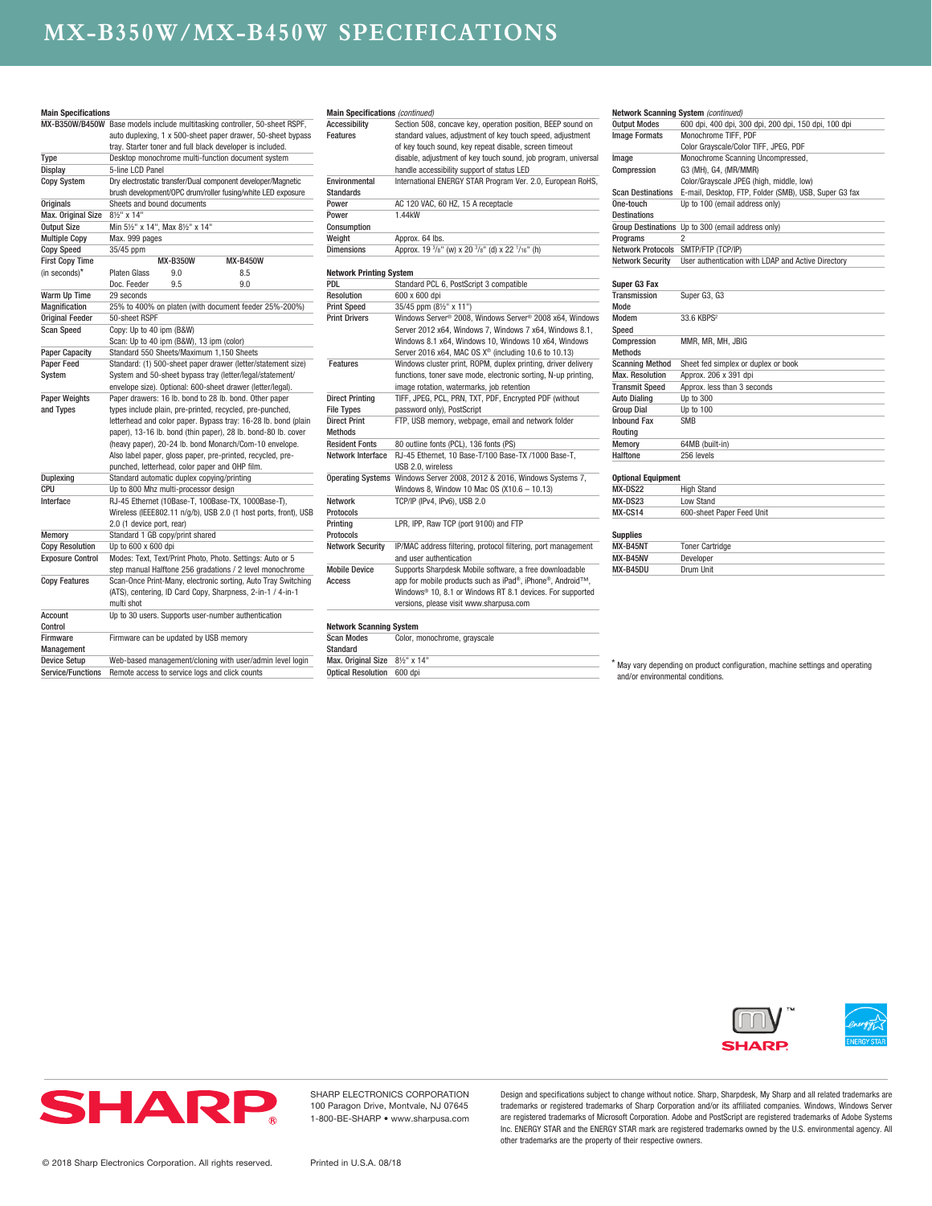# MX-B350W/MX-B450W SPECIFICATIONS

## Main Specifications

| | |
|---|---|
| MX-B350W/B450W | Base models include multitasking controller, 50-sheet RSPF, auto duplexing, 1 x 500-sheet paper drawer, 50-sheet bypass tray. Starter toner and full black developer is included. |
| Type | Desktop monochrome multi-function document system |
| Display | 5-line LCD Panel |
| Copy System | Dry electrostatic transfer/Dual component developer/Magnetic brush development/OPC drum/roller fusing/white LED exposure |
| Originals | Sheets and bound documents |
| Max. Original Size | 8½" x 14" |
| Output Size | Min 5½" x 14", Max 8½" x 14" |
| Multiple Copy | Max. 999 pages |
| Copy Speed | 35/45 ppm |

| First Copy Time (in seconds)* | | MX-B350W | MX-B450W |
|---|---|---|---|
| | Platen Glass | 9.0 | 8.5 |
| | Doc. Feeder | 9.5 | 9.0 |

| | |
|---|---|
| Warm Up Time | 29 seconds |
| Magnification | 25% to 400% on platen (with document feeder 25%-200%) |
| Original Feeder | 50-sheet RSPF |
| Scan Speed | Copy: Up to 40 ipm (B&W)<br>Scan: Up to 40 ipm (B&W), 13 ipm (color) |
| Paper Capacity | Standard 550 Sheets/Maximum 1,150 Sheets |
| Paper Feed System | Standard: (1) 500-sheet paper drawer (letter/statement size) System and 50-sheet bypass tray (letter/legal/statement/envelope size). Optional: 600-sheet drawer (letter/legal). |
| Paper Weights and Types | Paper drawers: 16 lb. bond to 28 lb. bond. Other paper types include plain, pre-printed, recycled, pre-punched, letterhead and color paper. Bypass tray: 16-28 lb. bond (plain paper), 13-16 lb. bond (thin paper), 28 lb. bond-80 lb. cover (heavy paper), 20-24 lb. bond Monarch/Com-10 envelope. Also label paper, gloss paper, pre-printed, recycled, pre-punched, letterhead, color paper and OHP film. |
| Duplexing | Standard automatic duplex copying/printing |
| CPU | Up to 800 Mhz multi-processor design |
| Interface | RJ-45 Ethernet (10Base-T, 100Base-TX, 1000Base-T), Wireless (IEEE802.11 n/g/b), USB 2.0 (1 host ports, front), USB 2.0 (1 device port, rear) |
| Memory | Standard 1 GB copy/print shared |
| Copy Resolution | Up to 600 x 600 dpi |
| Exposure Control | Modes: Text, Text/Print Photo, Photo. Settings: Auto or 5 step manual Halftone 256 gradations / 2 level monochrome |
| Copy Features | Scan-Once Print-Many, electronic sorting, Auto Tray Switching (ATS), centering, ID Card Copy, Sharpness, 2-in-1 / 4-in-1 multi shot |
| Account Control | Up to 30 users. Supports user-number authentication |
| Firmware Management | Firmware can be updated by USB memory |
| Device Setup | Web-based management/cloning with user/admin level login |
| Service/Functions | Remote access to service logs and click counts |
| Accessibility Features | Section 508, concave key, operation position, BEEP sound on standard values, adjustment of key touch speed, adjustment of key touch sound, key repeat disable, screen timeout disable, adjustment of key touch sound, job program, universal handle accessibility support of status LED |
| Environmental Standards | International ENERGY STAR Program Ver. 2.0, European RoHS, |
| Power | AC 120 VAC, 60 HZ, 15 A receptacle |
| Power Consumption | 1.44kW |
| Weight | Approx. 64 lbs. |
| Dimensions | Approx. 19 ⁵⁄₈" (w) x 20 ³⁄₈" (d) x 22 ¹⁄₁₆" (h) |

## Network Printing System

| | |
|---|---|
| PDL | Standard PCL 6, PostScript 3 compatible |
| Resolution | 600 x 600 dpi |
| Print Speed | 35/45 ppm (8½" x 11") |
| Print Drivers | Windows Server® 2008, Windows Server® 2008 x64, Windows Server 2012 x64, Windows 7, Windows 7 x64, Windows 8.1, Windows 8.1 x64, Windows 10, Windows 10 x64, Windows Server 2016 x64, MAC OS X® (including 10.6 to 10.13) |
| Features | Windows cluster print, ROPM, duplex printing, driver delivery functions, toner save mode, electronic sorting, N-up printing, image rotation, watermarks, job retention |
| Direct Printing File Types | TIFF, JPEG, PCL, PRN, TXT, PDF, Encrypted PDF (without password only), PostScript |
| Direct Print Methods | FTP, USB memory, webpage, email and network folder |
| Resident Fonts | 80 outline fonts (PCL), 136 fonts (PS) |
| Network Interface | RJ-45 Ethernet, 10 Base-T/100 Base-TX /1000 Base-T, USB 2.0, wireless |
| Operating Systems | Windows Server 2008, 2012 & 2016, Windows Systems 7, Windows 8, Window 10 Mac OS (X10.6 – 10.13) |
| Network Protocols | TCP/IP (IPv4, IPv6), USB 2.0 |
| Printing Protocols | LPR, IPP, Raw TCP (port 9100) and FTP |
| Network Security | IP/MAC address filtering, protocol filtering, port management and user authentication |
| Mobile Device Access | Supports Sharpdesk Mobile software, a free downloadable app for mobile products such as iPad®, iPhone®, Android™, Windows® 10, 8.1 or Windows RT 8.1 devices. For supported versions, please visit www.sharpusa.com |

## Network Scanning System

| | |
|---|---|
| Scan Modes Standard | Color, monochrome, grayscale |
| Max. Original Size | 8½" x 14" |
| Optical Resolution | 600 dpi |
| Output Modes | 600 dpi, 400 dpi, 300 dpi, 200 dpi, 150 dpi, 100 dpi |
| Image Formats | Monochrome TIFF, PDF<br>Color Grayscale/Color TIFF, JPEG, PDF |
| Image Compression | Monochrome Scanning Uncompressed, G3 (MH), G4, (MR/MMR)<br>Color/Grayscale JPEG (high, middle, low) |
| Scan Destinations | E-mail, Desktop, FTP, Folder (SMB), USB, Super G3 fax |
| One-touch Destinations | Up to 100 (email address only) |
| Group Destinations | Up to 300 (email address only) |
| Programs | 2 |
| Network Protocols | SMTP/FTP (TCP/IP) |
| Network Security | User authentication with LDAP and Active Directory |

## Super G3 Fax

| | |
|---|---|
| Transmission Mode | Super G3, G3 |
| Modem Speed | 33.6 KBPS[2] |
| Compression Methods | MMR, MR, MH, JBIG |
| Scanning Method | Sheet fed simplex or duplex or book |
| Max. Resolution | Approx. 206 x 391 dpi |
| Transmit Speed | Approx. less than 3 seconds |
| Auto Dialing | Up to 300 |
| Group Dial | Up to 100 |
| Inbound Fax Routing | SMB |
| Memory | 64MB (built-in) |
| Halftone | 256 levels |

## Optional Equipment

| | |
|---|---|
| MX-DS22 | High Stand |
| MX-DS23 | Low Stand |
| MX-CS14 | 600-sheet Paper Feed Unit |

## Supplies

| | |
|---|---|
| MX-B45NT | Toner Cartridge |
| MX-B45NV | Developer |
| MX-B45DU | Drum Unit |

* May vary depending on product configuration, machine settings and operating and/or environmental conditions.

SHARP

SHARP ELECTRONICS CORPORATION
100 Paragon Drive, Montvale, NJ 07645
1-800-BE-SHARP • www.sharpusa.com

Design and specifications subject to change without notice. Sharp, Sharpdesk, My Sharp and all related trademarks are trademarks or registered trademarks of Sharp Corporation and/or its affiliated companies. Windows, Windows Server are registered trademarks of Microsoft Corporation. Adobe and PostScript are registered trademarks of Adobe Systems Inc. ENERGY STAR and the ENERGY STAR mark are registered trademarks owned by the U.S. environmental agency. All other trademarks are the property of their respective owners.

© 2018 Sharp Electronics Corporation. All rights reserved.

Printed in U.S.A. 08/18